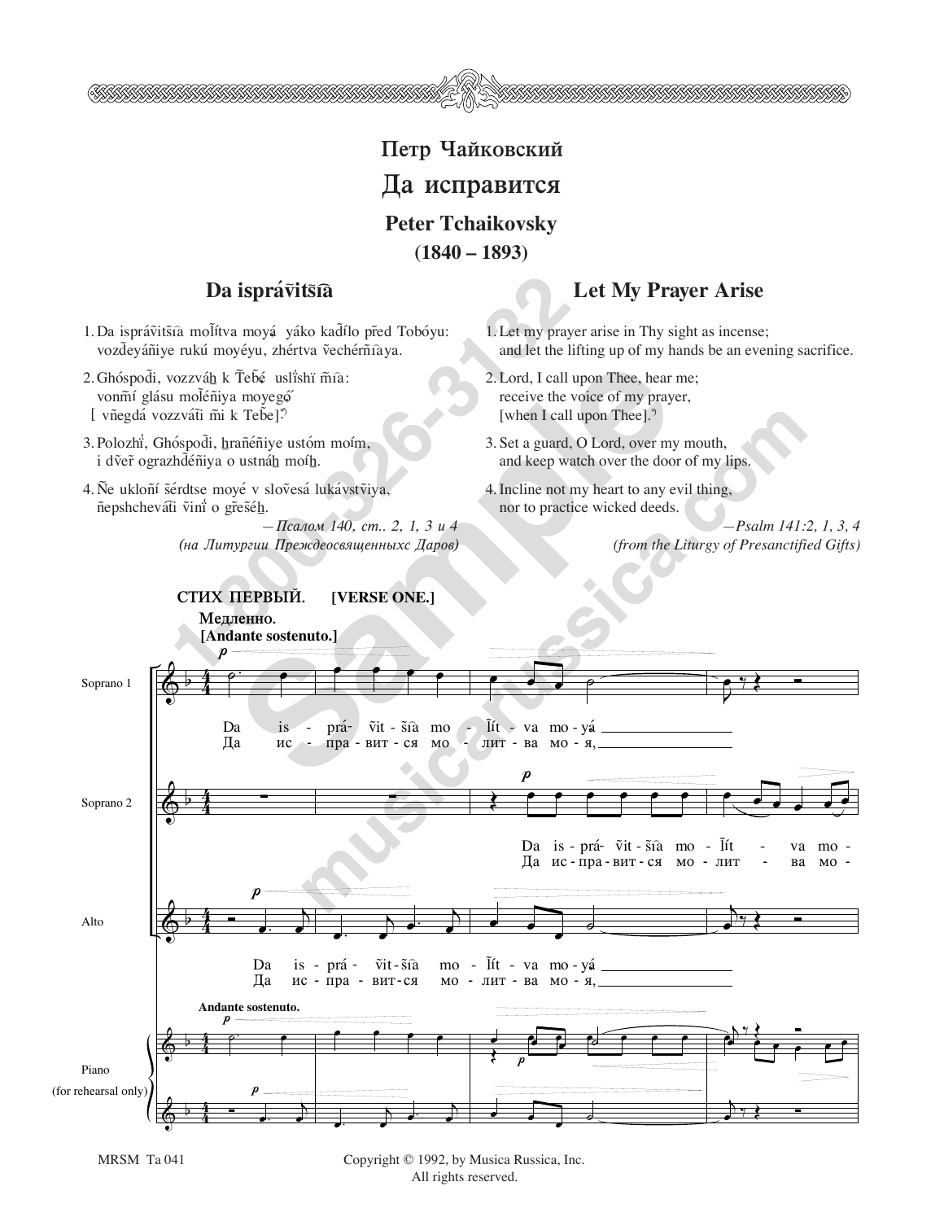# Петр Чайковский

## Да исправится

# Peter Tchaikovsky

**(1840 – 1893)**

### Da isprávitsia

1. Da isprávitsia molítva moyá yáko kadílo pred Tobóyu: vozdeyániye rukú moyéyu, zhértva vechérniaya.
2. Ghóspodi, vozzváh k Tebé uslíshi mia: vonmí glásu moléniya moyegó [ vnegdá vozzváti mi k Tebe].
3. Polozhí, Ghóspodi, hranéniye ustóm moím, i dver ograzhdéniya o ustnáh moíh.
4. Ne ukloní sérdtse moyé v slovesá lukávstviya, nepshchevátí viní o grešéh.

*— Псалом 140, ст.. 2, 1, 3 и 4*
*(на Литургии Преждеосвященныхс Даров)*

### Let My Prayer Arise

1. Let my prayer arise in Thy sight as incense; and let the lifting up of my hands be an evening sacrifice.
2. Lord, I call upon Thee, hear me; receive the voice of my prayer, [when I call upon Thee].
3. Set a guard, O Lord, over my mouth, and keep watch over the door of my lips.
4. Incline not my heart to any evil thing, nor to practice wicked deeds.

*— Psalm 141:2, 1, 3, 4*
*(from the Liturgy of Presanctified Gifts)*

**СТИХ ПЕРВЫЙ. [VERSE ONE.]**

**Медленно. [Andante sostenuto.]**

Copyright © 1992, by Musica Russica, Inc.
All rights reserved.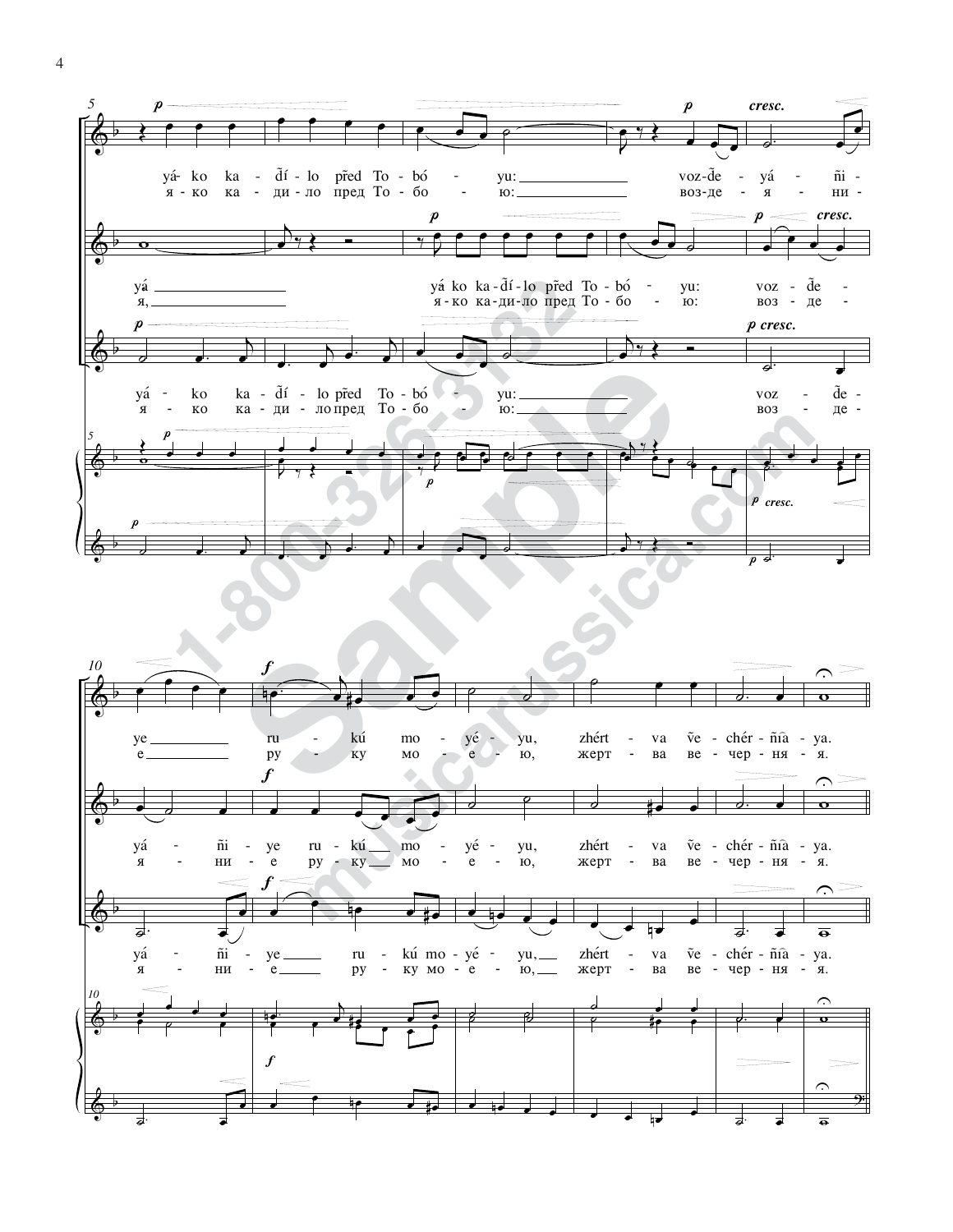yá - ko ka - dĭ - lo pr̃ed To - bó - yu: voz - d̃e - yá - ñi -
я - ко ка - ди - ло пред То - бо - ю: воз - де - я - ни -

yá yá ko ka - dĭ - lo pr̃ed To - bó - yu: voz - d̃e -
я, я - ко ка - ди - ло пред То - бо - ю: воз - де -

yá - ko ka - dĭ - lo pr̃ed To - bó - yu: voz - d̃e -
я - ко ка - ди - ло пред То - бо - ю: воз - де -

ye ru - kú mo - yé - yu, zhért - va ṽe - chér - ñi͡a - ya.
е ру - ку мо - е - ю, жерт - ва ве - чер - ня - я.

yá - ñi - ye ru - kú mo - yé - yu, zhért - va ṽe - chér - ñi͡a - ya.
я - ни - е ру - ку мо - е - ю, жерт - ва ве - чер - ня - я.

yá - ñi - ye ru - kú mo - yé - yu, zhért - va ṽe - chér - ñi͡a - ya.
я - ни - е ру - ку мо - е - ю, жерт - ва ве - чер - ня - я.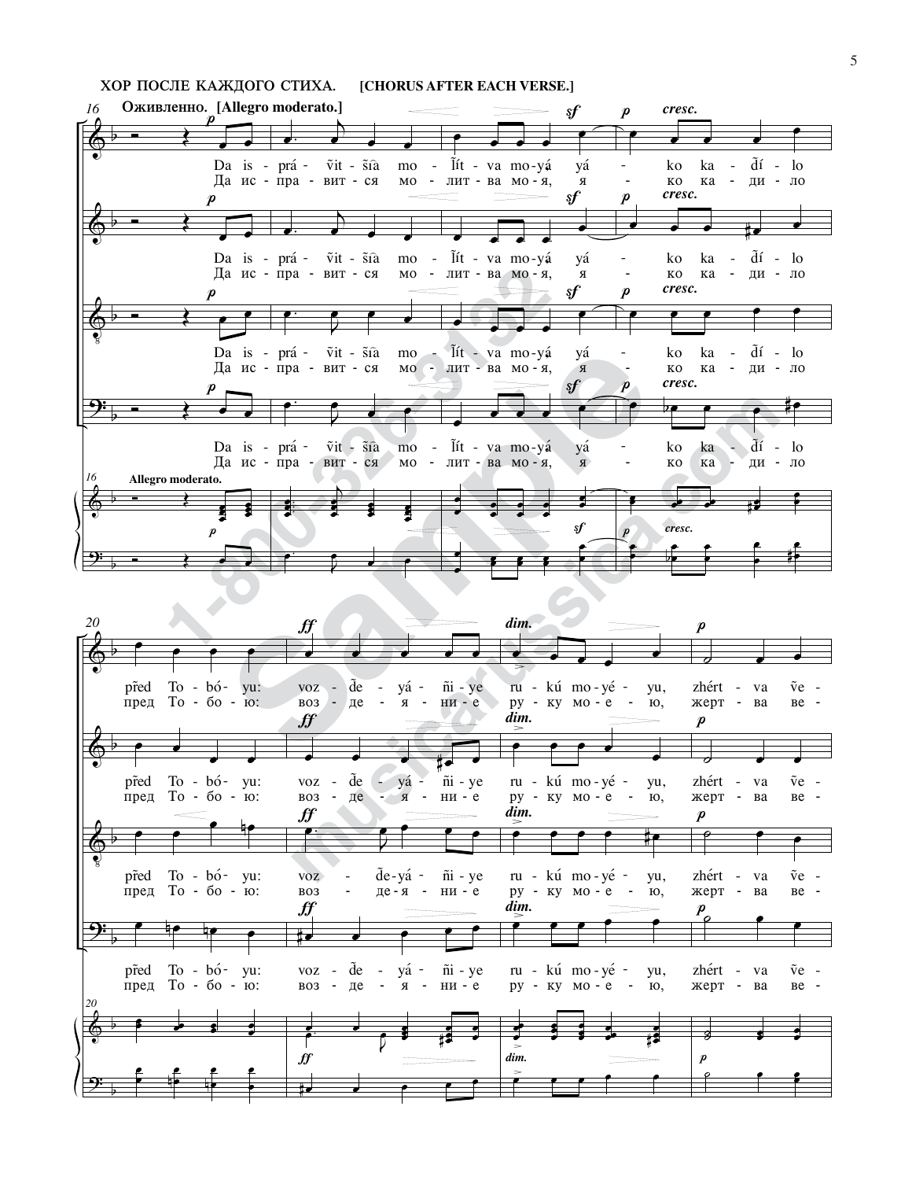ХОР ПОСЛЕ КАЖДОГО СТИХА. [CHORUS AFTER EACH VERSE.]

Оживленно. [Allegro moderato.]

Da is - prá - ṽit - šîa mo - ĩít - va mo-yá yá - ko ka - dĩ - lo

Да ис - пра - вит - ся мо - лит - ва мо - я, я - ко ка - ди - ло

před To - bó - yu: voz - ḓe - yá - ñi - ye ru - kú mo-yé - yu, zhért - va ṽe -

пред То - бо - ю: воз - де - я - ни - е ру - ку мо - е - ю, жерт - ва ве -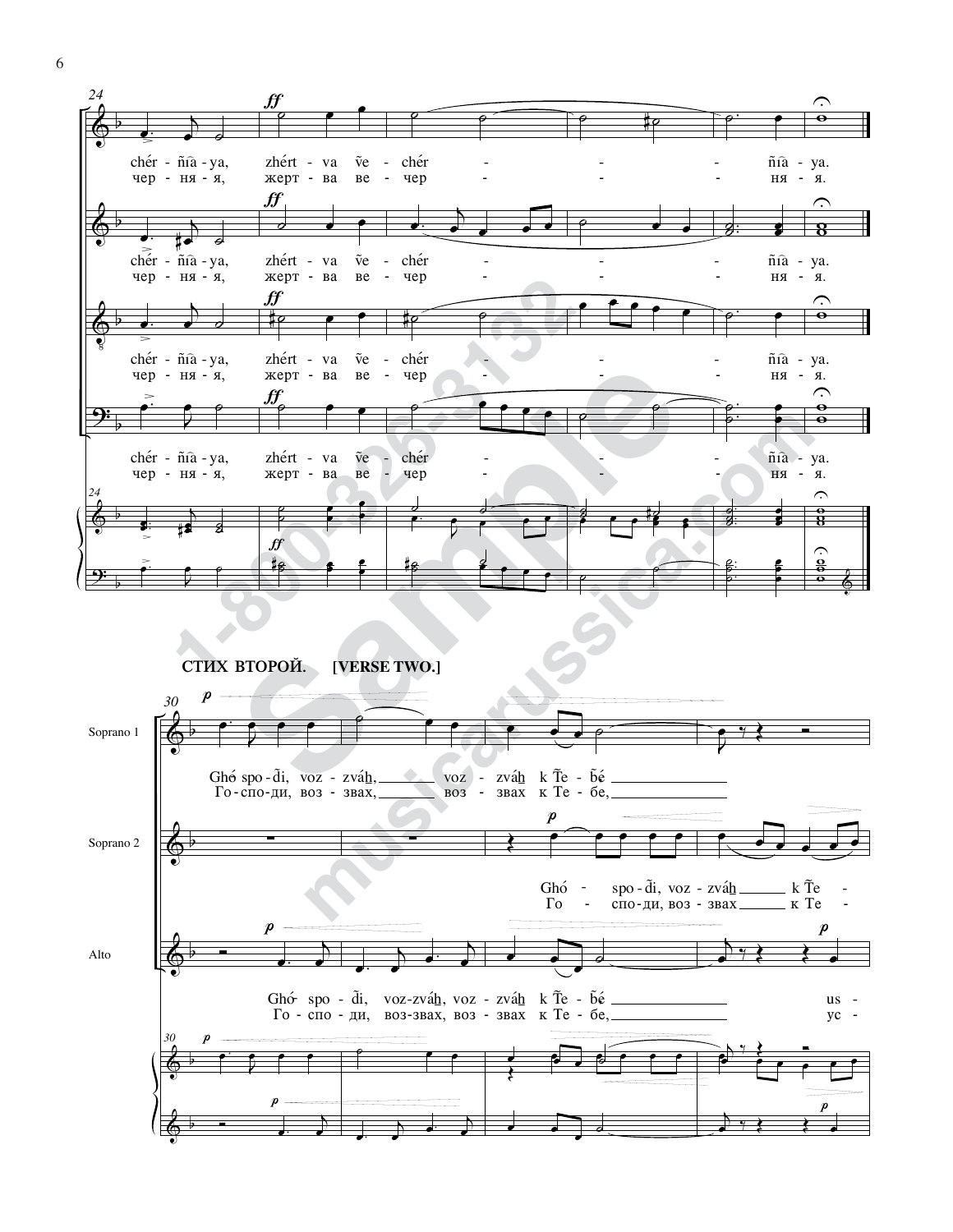chér - ñ͡a - ya, zhért - va ṽe - chér - - - ñ͡a - ya.
чер - ня - я, жерт - ва ве - чер - - - ня - я.

chér - ñ͡a - ya, zhért - va ṽe - chér - - - ñ͡a - ya.
чер - ня - я, жерт - ва ве - чер - - - ня - я.

chér - ñ͡a - ya, zhért - va ṽe - chér - - - ñ͡a - ya.
чер - ня - я, жерт - ва ве - чер - - - ня - я.

chér - ñ͡a - ya, zhért - va ṽe - chér - - - ñ͡a - ya.
чер - ня - я, жерт - ва ве - чер - - - ня - я.

**СТИХ ВТОРОЙ. [VERSE TWO.]**

Soprano 1

Ghó spo - ḓi, voz - zváh, voz - zváh k Ṱe - ɓé
Го - спо - ди, воз - звах, воз - звах к Те - бе,

Soprano 2

Ghó - spo - ḓi, voz - zváh k Ṱe -
Го - спо - ди, воз - звах к Те -

Alto

Ghó spo - ḓi, voz - zváh, voz - zváh k Ṱe - ɓé us -
Го - спо - ди, воз - звах, воз - звах к Те - бе, ус -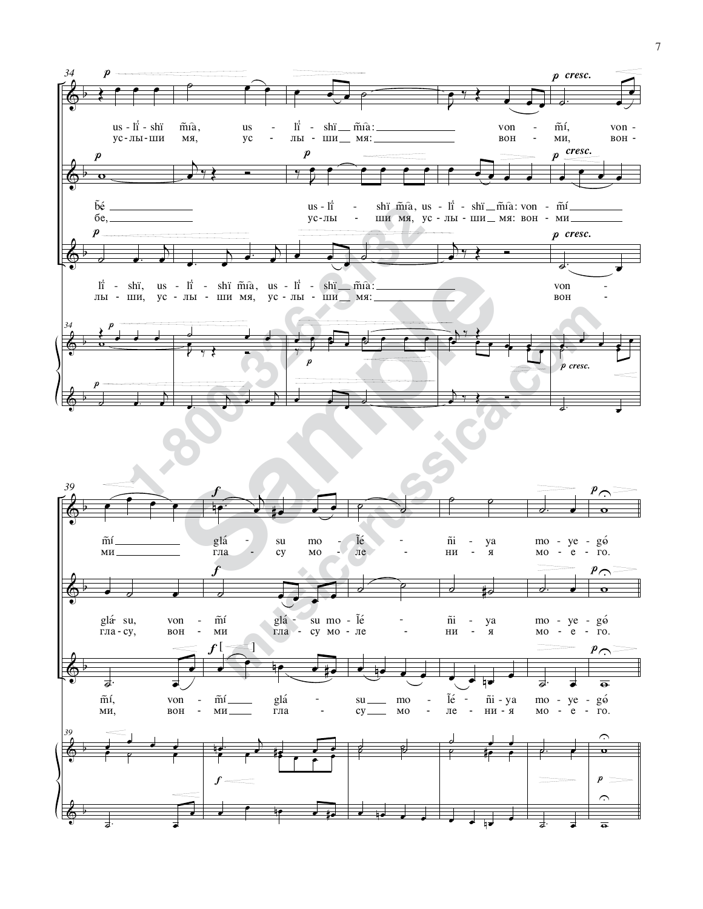us - li - shï m̃ia, us - li - shï m̃ia: von - m̃í, von -
ус - лы - ши мя, ус - лы - ши мя: вон - ми, вон -

b̃é us - li - shï m̃ia, us - li - shï m̃ia: von - m̃í
бе, ус - лы - ши мя, ус - лы - ши мя: вон - ми

li - shï, us - li - shï m̃ia, us - li - shï m̃ia: von -
лы - ши, ус - лы - ши мя, ус - лы - ши мя: вон -

m̃í glá - su mo - l̃é - ñi - ya mo - ye - gó
ми гла - су мо - ле - ни - я мо - е - го.

glá su, von - m̃í glá - su mo - l̃é - ñi - ya mo - ye - gó
гла - су, вон - ми гла - су мо - ле - ни - я мо - е - го.

m̃í, von - m̃í glá - su mo - l̃é - ñi - ya mo - ye - gó
ми, вон - ми гла - су мо - ле - ни - я мо - е - го.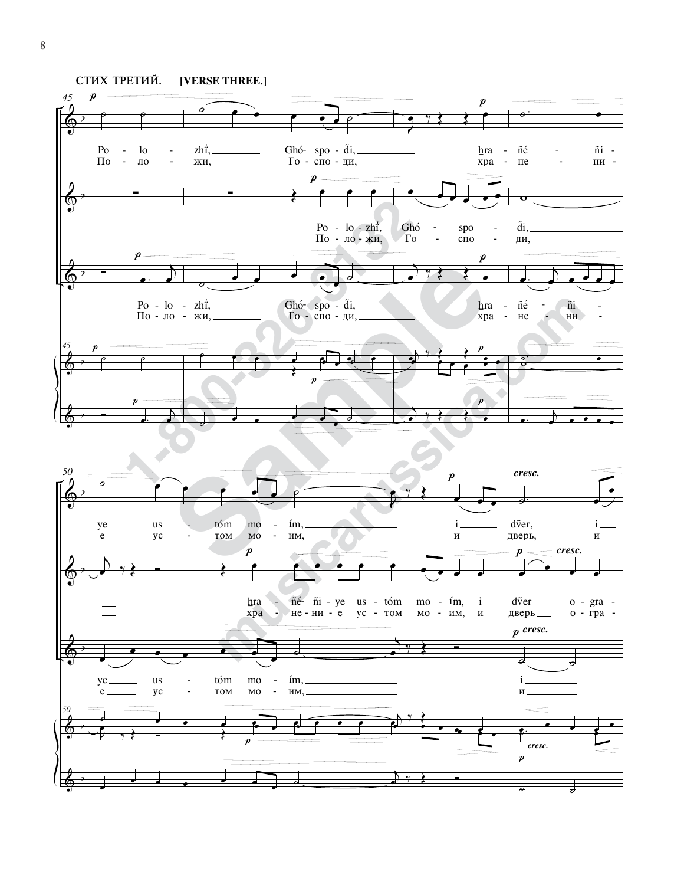**СТИХ ТРЕТИЙ. [VERSE THREE.]**

Po - lo - zhï, Ghó- spo - di, hra - ñé - ñi - ye us - tóm mo - ím, i dver, i

По - ло - жи, Го - спо - ди, хра - не - ни - е ус - том мо - им, и дверь, и

Po - lo - zhï, Ghó - spo - di, hra - ñé- ñi - ye us - tóm mo - ím, i dver o - gra -

По - ло - жи, Го - спо - ди, хра - не - ни - е ус - том мо - им, и дверь о - гра -

Po - lo - zhï, Ghó- spo - di, hra - ñé - ñi - ye us - tóm mo - ím, i

По - ло - жи, Го - спо - ди, хра - не - ни - е ус - том мо - им, и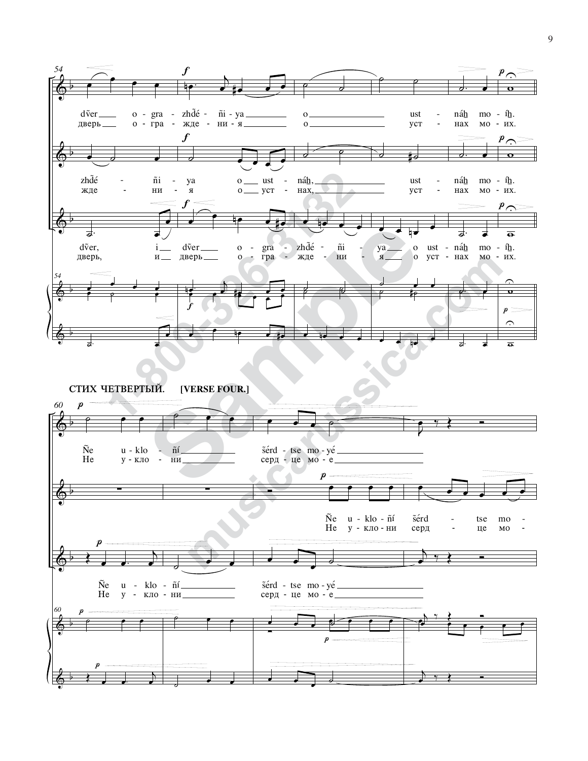dṽer o - gra - zhd̃é - ñi - ya o ust - náh̲ mo - íh̲.
дверь о - гра - жде - ни - я о уст - нах мо - их.

zhd̃é - ñi - ya o ust - náh̲, ust - náh̲ mo - íh̲.
жде - ни - я о уст - нах, уст - нах мо - их.

dṽer, i dṽer o - gra - zhd̃é - ñi - ya o ust - náh̲ mo - íh̲.
дверь, и дверь о - гра - жде - ни - я о уст - нах мо - их.

## СТИХ ЧЕТВЕРТЫЙ. [VERSE FOUR.]

Ñe u - klo - ñí šérd - tse mo - yé
Не у - кло - ни серд - це мо - е

Ñe u - klo - ñí šérd - tse mo -
Не у - кло - ни серд - це мо -

Ñe u - klo - ñí šérd - tse mo - yé
Не у - кло - ни серд - це мо - е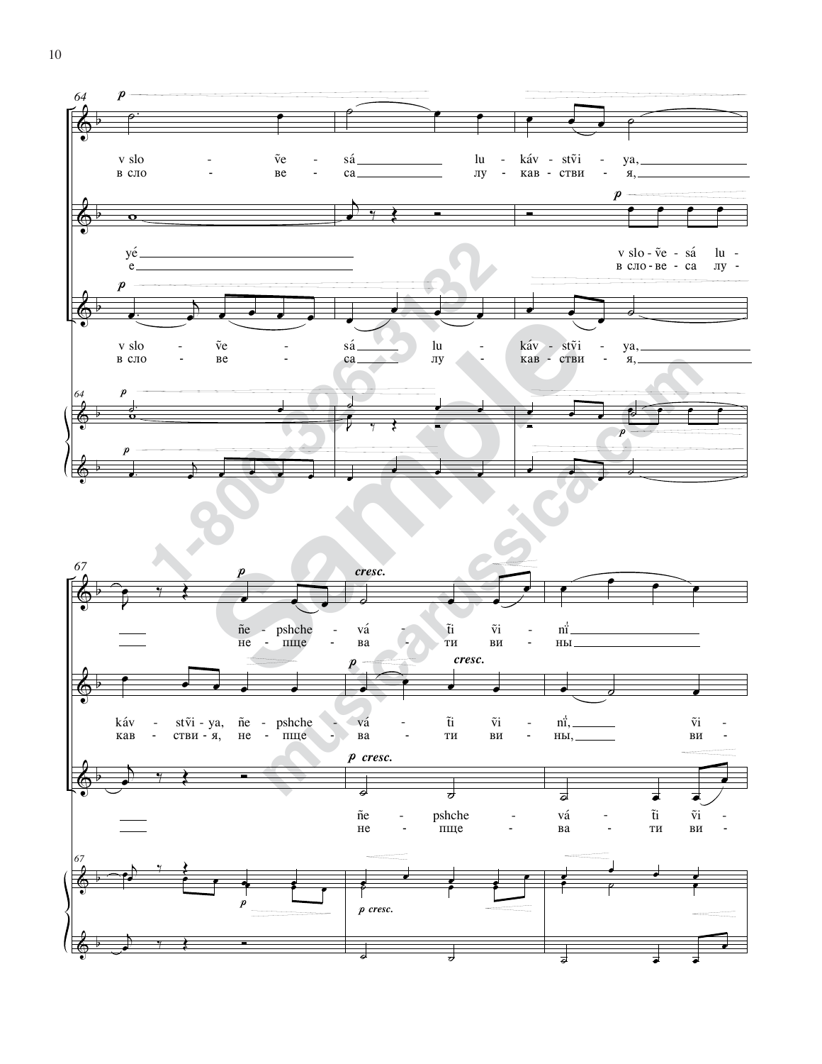v slo - ṽe - sá lu - káv - stṽi - ya,
в сло - ве - са лу - кав - стви - я,

yé v slo - ṽe - sá lu -
е в сло - ве - са лу -

v slo - ṽe - sá lu - káv - stṽi - ya,
в сло - ве - са лу - кав - стви - я,

ñe - pshche - vá - t̃i ṽi - nï
не - пще - ва - ти ви - ны

káv - stṽi - ya, ñe - pshche - vá - t̃i ṽi - nï, ṽi -
кав - стви - я, не - пще - ва - ти ви - ны, ви -

ñe - pshche - vá - t̃i ṽi -
не - пще - ва - ти ви -